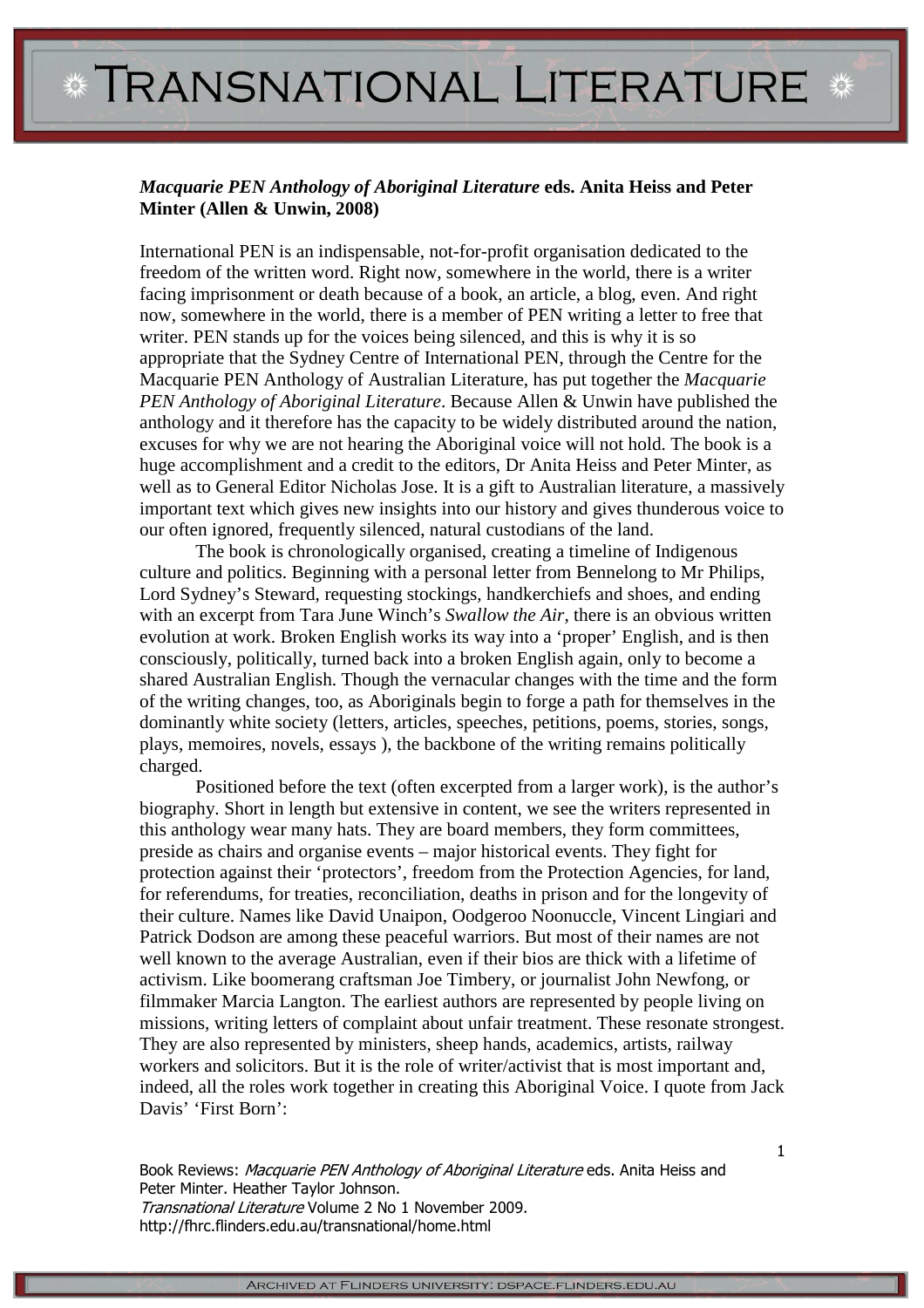**_Macquarie PEN Anthology of Aboriginal Literature_ eds. Anita Heiss and Peter Minter (Allen & Unwin, 2008)**

International PEN is an indispensable, not-for-profit organisation dedicated to the freedom of the written word. Right now, somewhere in the world, there is a writer facing imprisonment or death because of a book, an article, a blog, even. And right now, somewhere in the world, there is a member of PEN writing a letter to free that writer. PEN stands up for the voices being silenced, and this is why it is so appropriate that the Sydney Centre of International PEN, through the Centre for the Macquarie PEN Anthology of Australian Literature, has put together the *Macquarie PEN Anthology of Aboriginal Literature*. Because Allen & Unwin have published the anthology and it therefore has the capacity to be widely distributed around the nation, excuses for why we are not hearing the Aboriginal voice will not hold. The book is a huge accomplishment and a credit to the editors, Dr Anita Heiss and Peter Minter, as well as to General Editor Nicholas Jose. It is a gift to Australian literature, a massively important text which gives new insights into our history and gives thunderous voice to our often ignored, frequently silenced, natural custodians of the land.

The book is chronologically organised, creating a timeline of Indigenous culture and politics. Beginning with a personal letter from Bennelong to Mr Philips, Lord Sydney's Steward, requesting stockings, handkerchiefs and shoes, and ending with an excerpt from Tara June Winch's *Swallow the Air*, there is an obvious written evolution at work. Broken English works its way into a 'proper' English, and is then consciously, politically, turned back into a broken English again, only to become a shared Australian English. Though the vernacular changes with the time and the form of the writing changes, too, as Aboriginals begin to forge a path for themselves in the dominantly white society (letters, articles, speeches, petitions, poems, stories, songs, plays, memoires, novels, essays ), the backbone of the writing remains politically charged.

Positioned before the text (often excerpted from a larger work), is the author's biography. Short in length but extensive in content, we see the writers represented in this anthology wear many hats. They are board members, they form committees, preside as chairs and organise events – major historical events. They fight for protection against their 'protectors', freedom from the Protection Agencies, for land, for referendums, for treaties, reconciliation, deaths in prison and for the longevity of their culture. Names like David Unaipon, Oodgeroo Noonuccle, Vincent Lingiari and Patrick Dodson are among these peaceful warriors. But most of their names are not well known to the average Australian, even if their bios are thick with a lifetime of activism. Like boomerang craftsman Joe Timbery, or journalist John Newfong, or filmmaker Marcia Langton. The earliest authors are represented by people living on missions, writing letters of complaint about unfair treatment. These resonate strongest. They are also represented by ministers, sheep hands, academics, artists, railway workers and solicitors. But it is the role of writer/activist that is most important and, indeed, all the roles work together in creating this Aboriginal Voice. I quote from Jack Davis' 'First Born':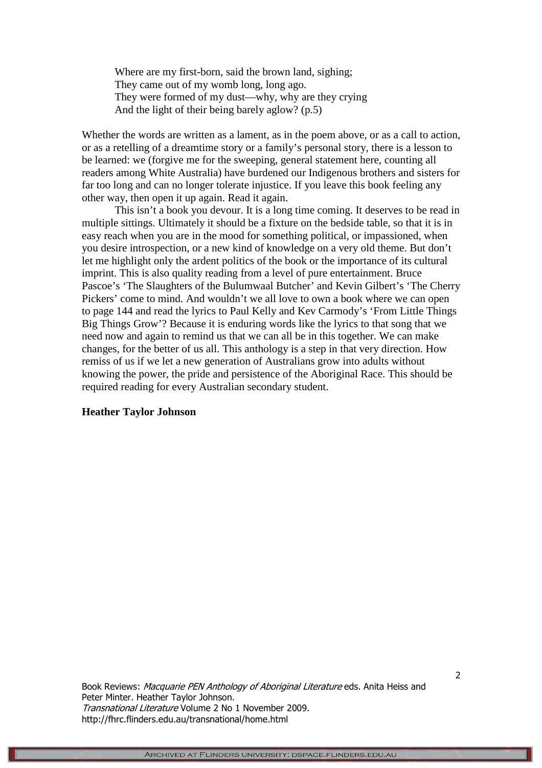> Where are my first-born, said the brown land, sighing;
> They came out of my womb long, long ago.
> They were formed of my dust—why, why are they crying
> And the light of their being barely aglow? (p.5)

Whether the words are written as a lament, as in the poem above, or as a call to action, or as a retelling of a dreamtime story or a family's personal story, there is a lesson to be learned: we (forgive me for the sweeping, general statement here, counting all readers among White Australia) have burdened our Indigenous brothers and sisters for far too long and can no longer tolerate injustice. If you leave this book feeling any other way, then open it up again. Read it again.

This isn't a book you devour. It is a long time coming. It deserves to be read in multiple sittings. Ultimately it should be a fixture on the bedside table, so that it is in easy reach when you are in the mood for something political, or impassioned, when you desire introspection, or a new kind of knowledge on a very old theme. But don't let me highlight only the ardent politics of the book or the importance of its cultural imprint. This is also quality reading from a level of pure entertainment. Bruce Pascoe's 'The Slaughters of the Bulumwaal Butcher' and Kevin Gilbert's 'The Cherry Pickers' come to mind. And wouldn't we all love to own a book where we can open to page 144 and read the lyrics to Paul Kelly and Kev Carmody's 'From Little Things Big Things Grow'? Because it is enduring words like the lyrics to that song that we need now and again to remind us that we can all be in this together. We can make changes, for the better of us all. This anthology is a step in that very direction. How remiss of us if we let a new generation of Australians grow into adults without knowing the power, the pride and persistence of the Aboriginal Race. This should be required reading for every Australian secondary student.

**Heather Taylor Johnson**